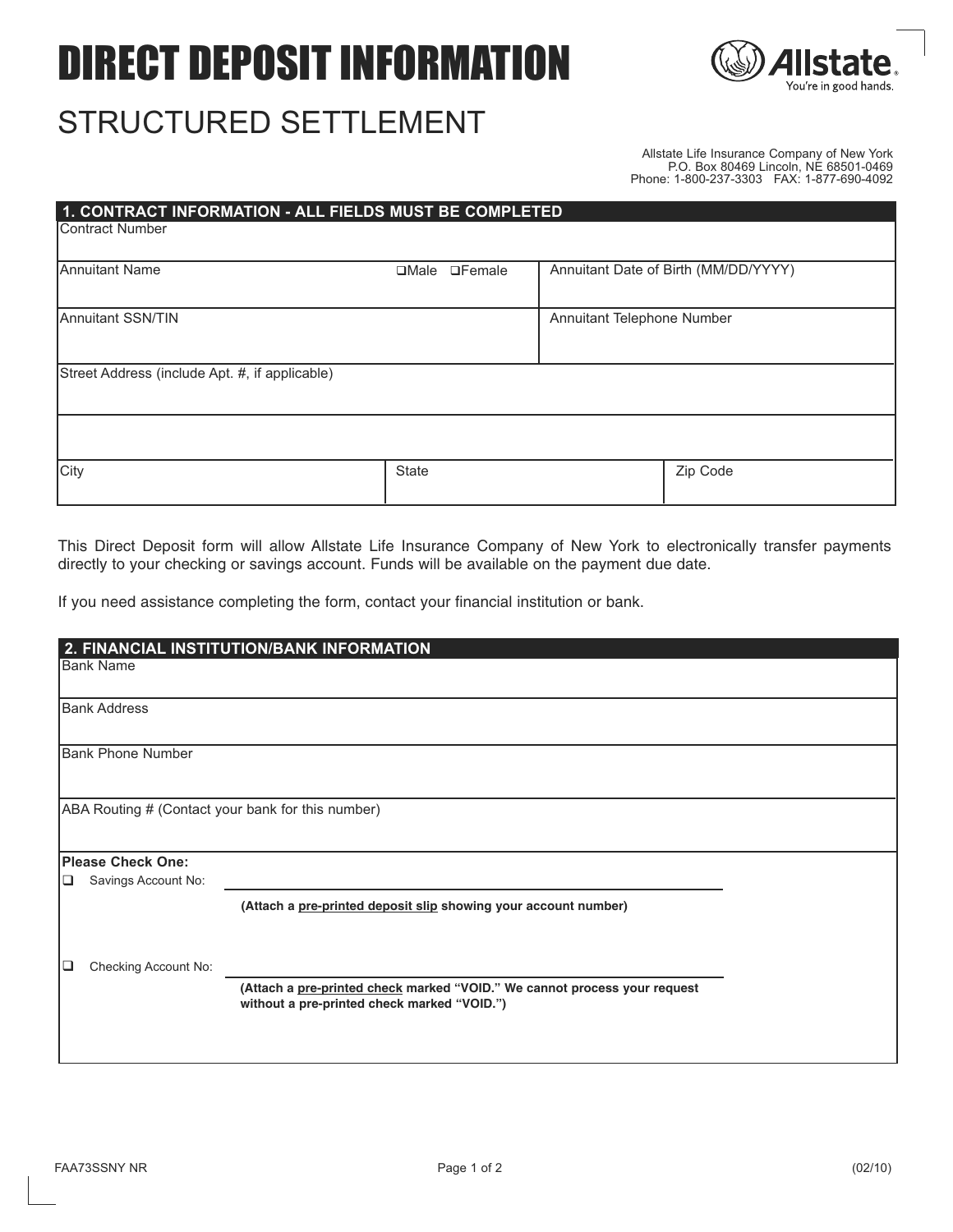# DIRECT DEPOSIT INFORMATION

## STRUCTURED SETTLEMENT

Allstate Life Insurance Company of New York
P.O. Box 80469 Lincoln, NE 68501-0469
Phone: 1-800-237-3303 FAX: 1-877-690-4092

### 1. CONTRACT INFORMATION - ALL FIELDS MUST BE COMPLETED

| Contract Number | | |
|---|---|---|
| Annuitant Name ❑Male ❑Female | | Annuitant Date of Birth (MM/DD/YYYY) |
| Annuitant SSN/TIN | | Annuitant Telephone Number |
| Street Address (include Apt. #, if applicable) | | |
| | | |
| City | State | Zip Code |

This Direct Deposit form will allow Allstate Life Insurance Company of New York to electronically transfer payments directly to your checking or savings account. Funds will be available on the payment due date.

If you need assistance completing the form, contact your financial institution or bank.

### 2. FINANCIAL INSTITUTION/BANK INFORMATION

| Bank Name |
|---|
| Bank Address |
| Bank Phone Number |
| ABA Routing # (Contact your bank for this number) |

**Please Check One:**

❑ Savings Account No: ______________________________

**(Attach a pre-printed deposit slip showing your account number)**

❑ Checking Account No: ______________________________

**(Attach a pre-printed check marked "VOID." We cannot process your request without a pre-printed check marked "VOID.")**

FAA73SSNY NR (02/10)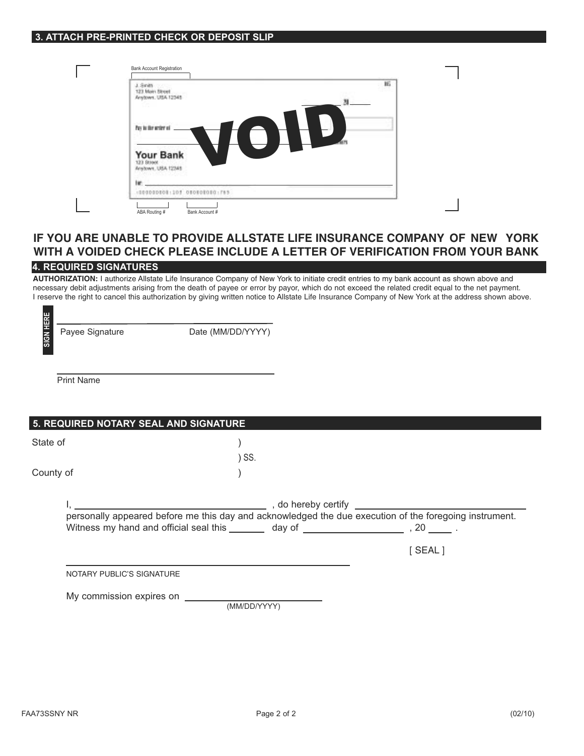## 3. ATTACH PRE-PRINTED CHECK OR DEPOSIT SLIP

Bank Account Registration

J. Smith
123 Main Street
Anytown, USA 12345

Pay to the order of

VOID

Your Bank
123 Street
Anytown, USA 12345

For:

ABA Routing #

Bank Account #

**IF YOU ARE UNABLE TO PROVIDE ALLSTATE LIFE INSURANCE COMPANY OF NEW YORK WITH A VOIDED CHECK PLEASE INCLUDE A LETTER OF VERIFICATION FROM YOUR BANK**

## 4. REQUIRED SIGNATURES

**AUTHORIZATION:** I authorize Allstate Life Insurance Company of New York to initiate credit entries to my bank account as shown above and necessary debit adjustments arising from the death of payee or error by payor, which do not exceed the related credit equal to the net payment. I reserve the right to cancel this authorization by giving written notice to Allstate Life Insurance Company of New York at the address shown above.

SIGN HERE

______________________________
Payee Signature Date (MM/DD/YYYY)

______________________________
Print Name

## 5. REQUIRED NOTARY SEAL AND SIGNATURE

State of )
) SS.
County of )

I, ______________________, do hereby certify ______________________ personally appeared before me this day and acknowledged the due execution of the foregoing instrument. Witness my hand and official seal this ______ day of ______________, 20 ____ .

[ SEAL ]

______________________________
NOTARY PUBLIC'S SIGNATURE

My commission expires on ______________________
(MM/DD/YYYY)

FAA73SSNY NR (02/10)